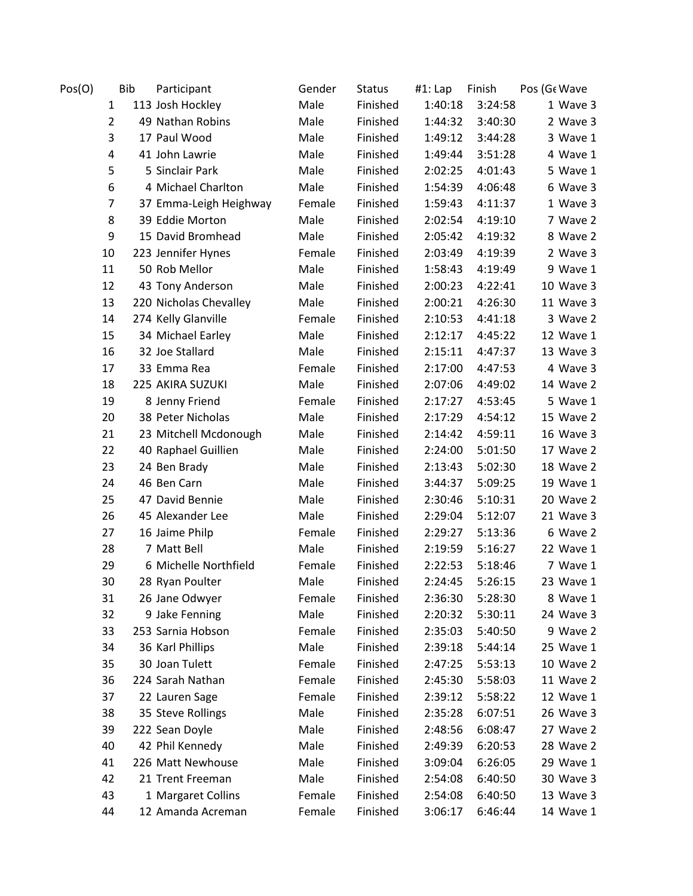| Pos(O) | Bib | Participant | Gender | Status | #1: Lap | Finish | Pos (Ge | Wave |
|---|---|---|---|---|---|---|---|---|
| 1 | 113 | Josh Hockley | Male | Finished | 1:40:18 | 3:24:58 | 1 | Wave 3 |
| 2 | 49 | Nathan Robins | Male | Finished | 1:44:32 | 3:40:30 | 2 | Wave 3 |
| 3 | 17 | Paul Wood | Male | Finished | 1:49:12 | 3:44:28 | 3 | Wave 1 |
| 4 | 41 | John Lawrie | Male | Finished | 1:49:44 | 3:51:28 | 4 | Wave 1 |
| 5 | 5 | Sinclair Park | Male | Finished | 2:02:25 | 4:01:43 | 5 | Wave 1 |
| 6 | 4 | Michael Charlton | Male | Finished | 1:54:39 | 4:06:48 | 6 | Wave 3 |
| 7 | 37 | Emma-Leigh Heighway | Female | Finished | 1:59:43 | 4:11:37 | 1 | Wave 3 |
| 8 | 39 | Eddie Morton | Male | Finished | 2:02:54 | 4:19:10 | 7 | Wave 2 |
| 9 | 15 | David Bromhead | Male | Finished | 2:05:42 | 4:19:32 | 8 | Wave 2 |
| 10 | 223 | Jennifer Hynes | Female | Finished | 2:03:49 | 4:19:39 | 2 | Wave 3 |
| 11 | 50 | Rob Mellor | Male | Finished | 1:58:43 | 4:19:49 | 9 | Wave 1 |
| 12 | 43 | Tony Anderson | Male | Finished | 2:00:23 | 4:22:41 | 10 | Wave 3 |
| 13 | 220 | Nicholas Chevalley | Male | Finished | 2:00:21 | 4:26:30 | 11 | Wave 3 |
| 14 | 274 | Kelly Glanville | Female | Finished | 2:10:53 | 4:41:18 | 3 | Wave 2 |
| 15 | 34 | Michael Earley | Male | Finished | 2:12:17 | 4:45:22 | 12 | Wave 1 |
| 16 | 32 | Joe Stallard | Male | Finished | 2:15:11 | 4:47:37 | 13 | Wave 3 |
| 17 | 33 | Emma Rea | Female | Finished | 2:17:00 | 4:47:53 | 4 | Wave 3 |
| 18 | 225 | AKIRA SUZUKI | Male | Finished | 2:07:06 | 4:49:02 | 14 | Wave 2 |
| 19 | 8 | Jenny Friend | Female | Finished | 2:17:27 | 4:53:45 | 5 | Wave 1 |
| 20 | 38 | Peter Nicholas | Male | Finished | 2:17:29 | 4:54:12 | 15 | Wave 2 |
| 21 | 23 | Mitchell Mcdonough | Male | Finished | 2:14:42 | 4:59:11 | 16 | Wave 3 |
| 22 | 40 | Raphael Guillien | Male | Finished | 2:24:00 | 5:01:50 | 17 | Wave 2 |
| 23 | 24 | Ben Brady | Male | Finished | 2:13:43 | 5:02:30 | 18 | Wave 2 |
| 24 | 46 | Ben Carn | Male | Finished | 3:44:37 | 5:09:25 | 19 | Wave 1 |
| 25 | 47 | David Bennie | Male | Finished | 2:30:46 | 5:10:31 | 20 | Wave 2 |
| 26 | 45 | Alexander Lee | Male | Finished | 2:29:04 | 5:12:07 | 21 | Wave 3 |
| 27 | 16 | Jaime Philp | Female | Finished | 2:29:27 | 5:13:36 | 6 | Wave 2 |
| 28 | 7 | Matt Bell | Male | Finished | 2:19:59 | 5:16:27 | 22 | Wave 1 |
| 29 | 6 | Michelle Northfield | Female | Finished | 2:22:53 | 5:18:46 | 7 | Wave 1 |
| 30 | 28 | Ryan Poulter | Male | Finished | 2:24:45 | 5:26:15 | 23 | Wave 1 |
| 31 | 26 | Jane Odwyer | Female | Finished | 2:36:30 | 5:28:30 | 8 | Wave 1 |
| 32 | 9 | Jake Fenning | Male | Finished | 2:20:32 | 5:30:11 | 24 | Wave 3 |
| 33 | 253 | Sarnia Hobson | Female | Finished | 2:35:03 | 5:40:50 | 9 | Wave 2 |
| 34 | 36 | Karl Phillips | Male | Finished | 2:39:18 | 5:44:14 | 25 | Wave 1 |
| 35 | 30 | Joan Tulett | Female | Finished | 2:47:25 | 5:53:13 | 10 | Wave 2 |
| 36 | 224 | Sarah Nathan | Female | Finished | 2:45:30 | 5:58:03 | 11 | Wave 2 |
| 37 | 22 | Lauren Sage | Female | Finished | 2:39:12 | 5:58:22 | 12 | Wave 1 |
| 38 | 35 | Steve Rollings | Male | Finished | 2:35:28 | 6:07:51 | 26 | Wave 3 |
| 39 | 222 | Sean Doyle | Male | Finished | 2:48:56 | 6:08:47 | 27 | Wave 2 |
| 40 | 42 | Phil Kennedy | Male | Finished | 2:49:39 | 6:20:53 | 28 | Wave 2 |
| 41 | 226 | Matt Newhouse | Male | Finished | 3:09:04 | 6:26:05 | 29 | Wave 1 |
| 42 | 21 | Trent Freeman | Male | Finished | 2:54:08 | 6:40:50 | 30 | Wave 3 |
| 43 | 1 | Margaret Collins | Female | Finished | 2:54:08 | 6:40:50 | 13 | Wave 3 |
| 44 | 12 | Amanda Acreman | Female | Finished | 3:06:17 | 6:46:44 | 14 | Wave 1 |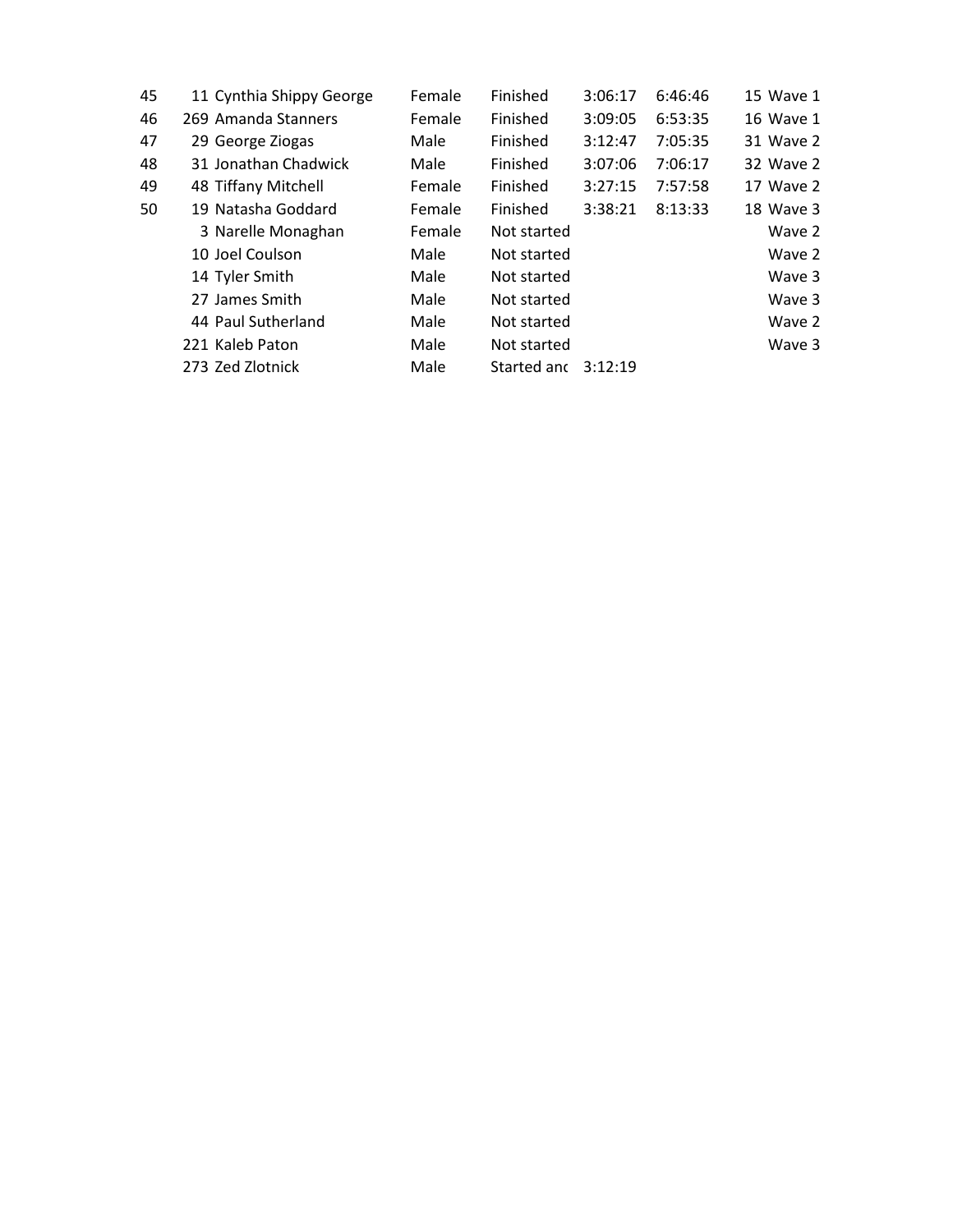| | | | | | | | | |
|---|---|---|---|---|---|---|---|---|
| 45 | 11 | Cynthia Shippy George | Female | Finished | 3:06:17 | 6:46:46 | 15 | Wave 1 |
| 46 | 269 | Amanda Stanners | Female | Finished | 3:09:05 | 6:53:35 | 16 | Wave 1 |
| 47 | 29 | George Ziogas | Male | Finished | 3:12:47 | 7:05:35 | 31 | Wave 2 |
| 48 | 31 | Jonathan Chadwick | Male | Finished | 3:07:06 | 7:06:17 | 32 | Wave 2 |
| 49 | 48 | Tiffany Mitchell | Female | Finished | 3:27:15 | 7:57:58 | 17 | Wave 2 |
| 50 | 19 | Natasha Goddard | Female | Finished | 3:38:21 | 8:13:33 | 18 | Wave 3 |
| | 3 | Narelle Monaghan | Female | Not started | | | | Wave 2 |
| | 10 | Joel Coulson | Male | Not started | | | | Wave 2 |
| | 14 | Tyler Smith | Male | Not started | | | | Wave 3 |
| | 27 | James Smith | Male | Not started | | | | Wave 3 |
| | 44 | Paul Sutherland | Male | Not started | | | | Wave 2 |
| | 221 | Kaleb Paton | Male | Not started | | | | Wave 3 |
| | 273 | Zed Zlotnick | Male | Started anc | 3:12:19 | | | |